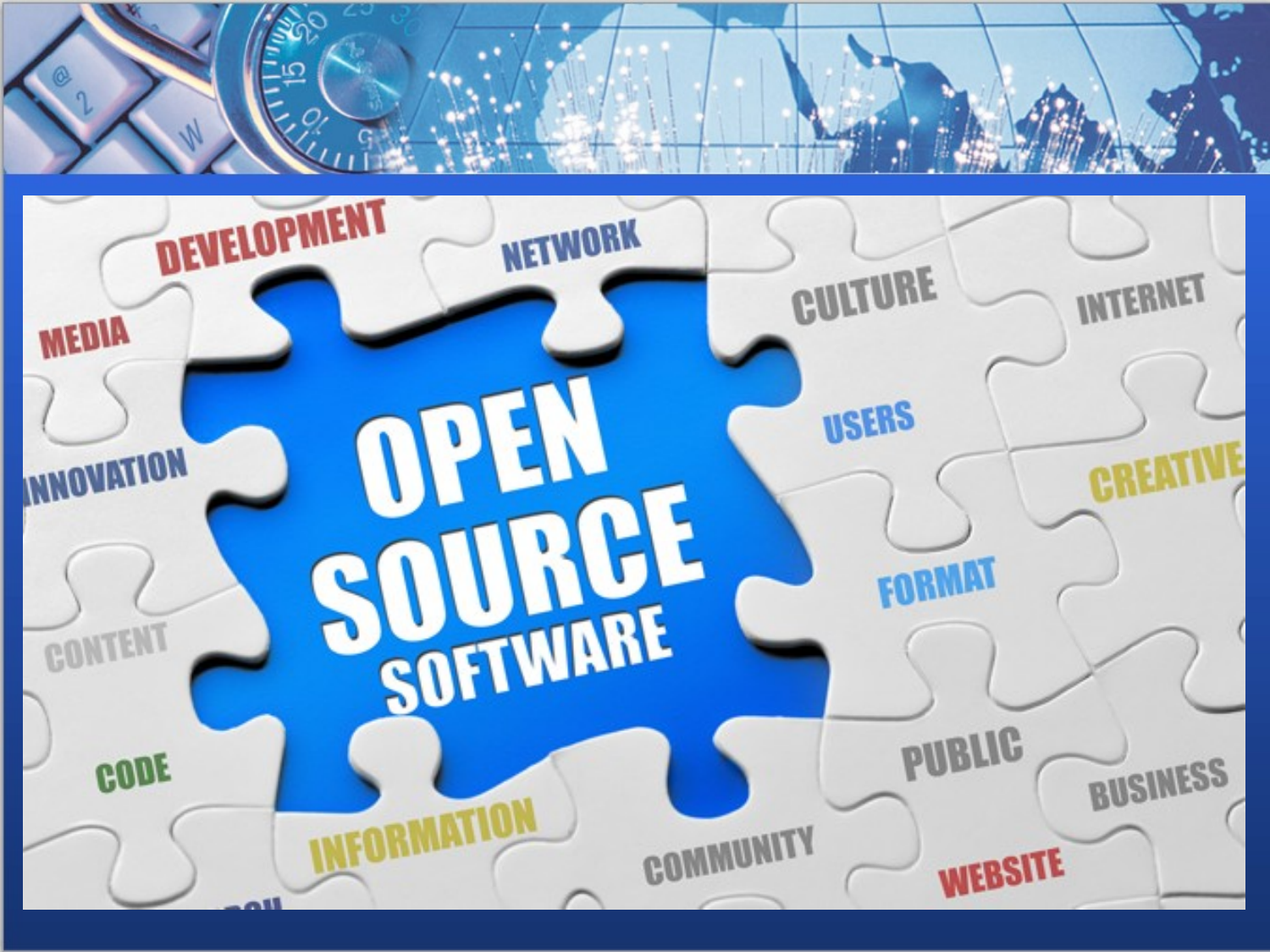# OPEN SOURCE SOFTWARE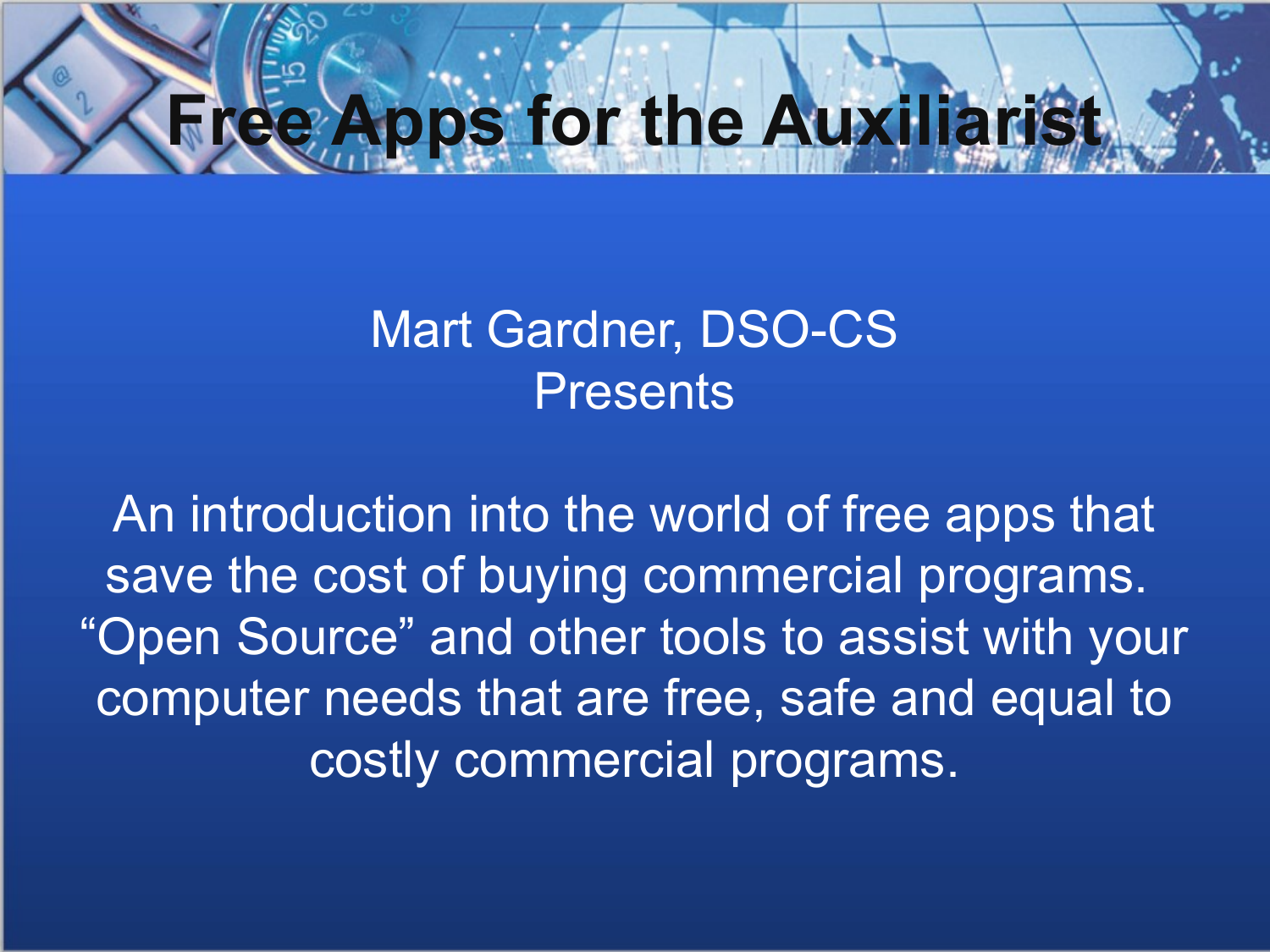# Free Apps for the Auxiliarist

Mart Gardner, DSO-CS
Presents

An introduction into the world of free apps that save the cost of buying commercial programs. “Open Source” and other tools to assist with your computer needs that are free, safe and equal to costly commercial programs.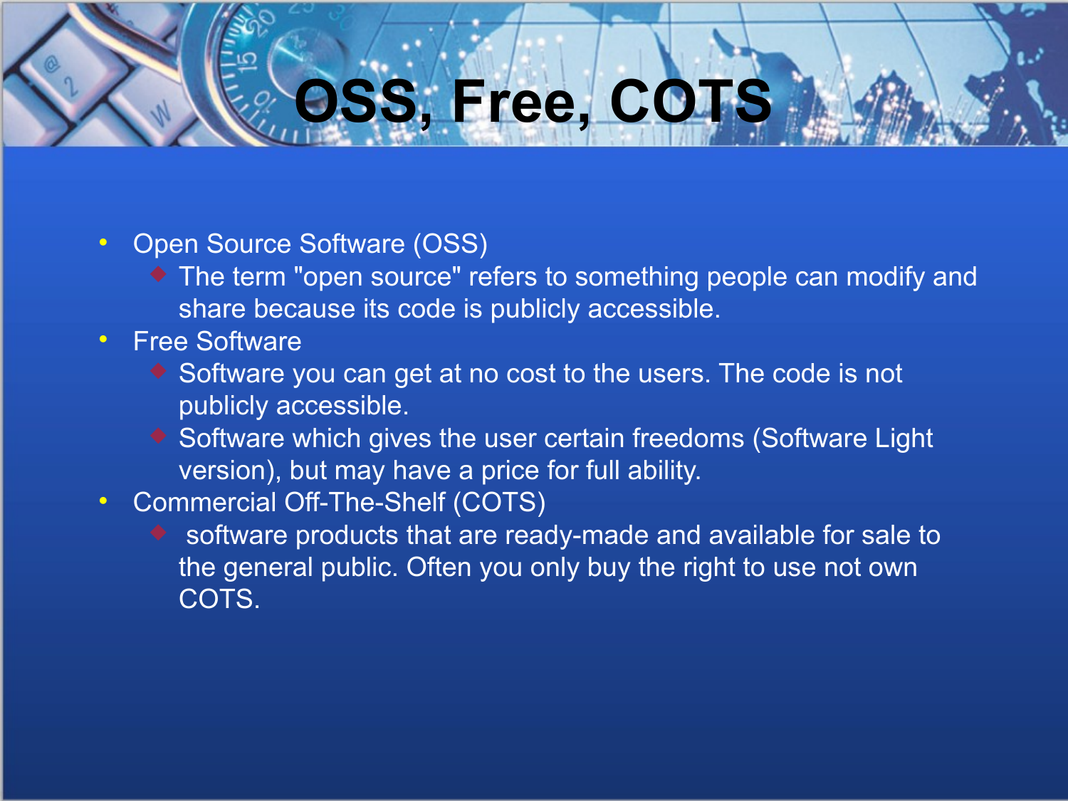# OSS, Free, COTS

- Open Source Software (OSS)
  - The term "open source" refers to something people can modify and share because its code is publicly accessible.
- Free Software
  - Software you can get at no cost to the users. The code is not publicly accessible.
  - Software which gives the user certain freedoms (Software Light version), but may have a price for full ability.
- Commercial Off-The-Shelf (COTS)
  - software products that are ready-made and available for sale to the general public. Often you only buy the right to use not own COTS.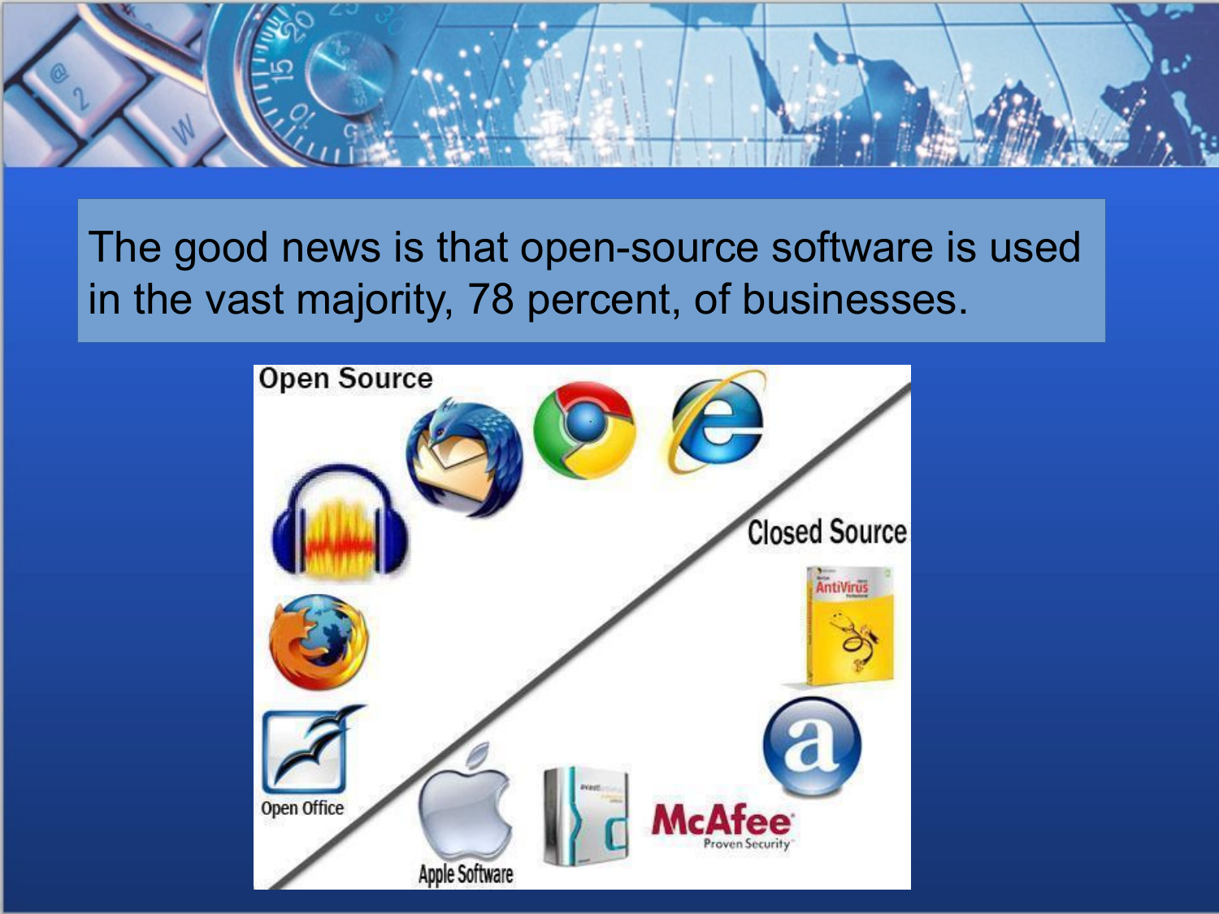The good news is that open-source software is used in the vast majority, 78 percent, of businesses.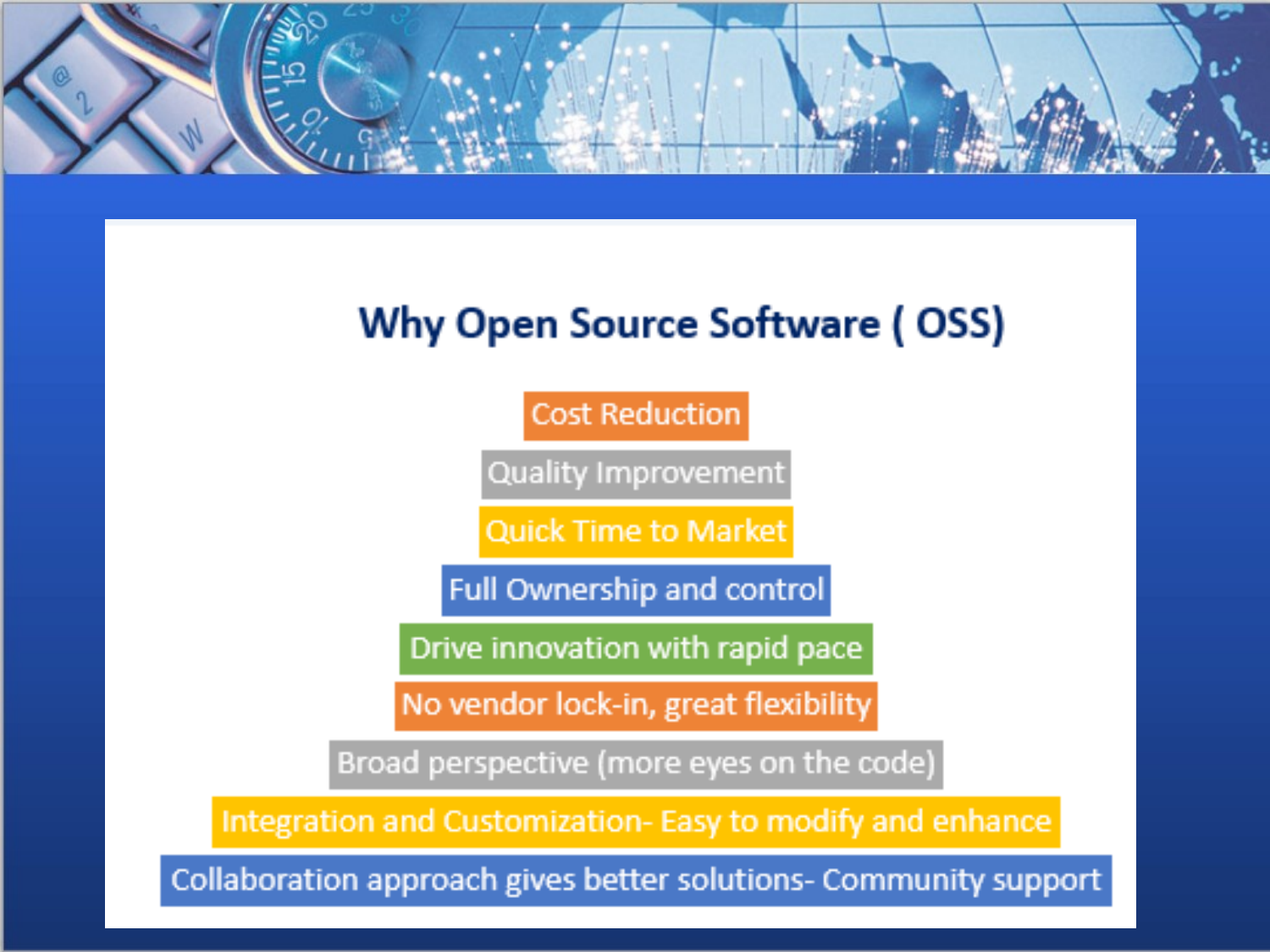# Why Open Source Software ( OSS)

- Cost Reduction
- Quality Improvement
- Quick Time to Market
- Full Ownership and control
- Drive innovation with rapid pace
- No vendor lock-in, great flexibility
- Broad perspective (more eyes on the code)
- Integration and Customization- Easy to modify and enhance
- Collaboration approach gives better solutions- Community support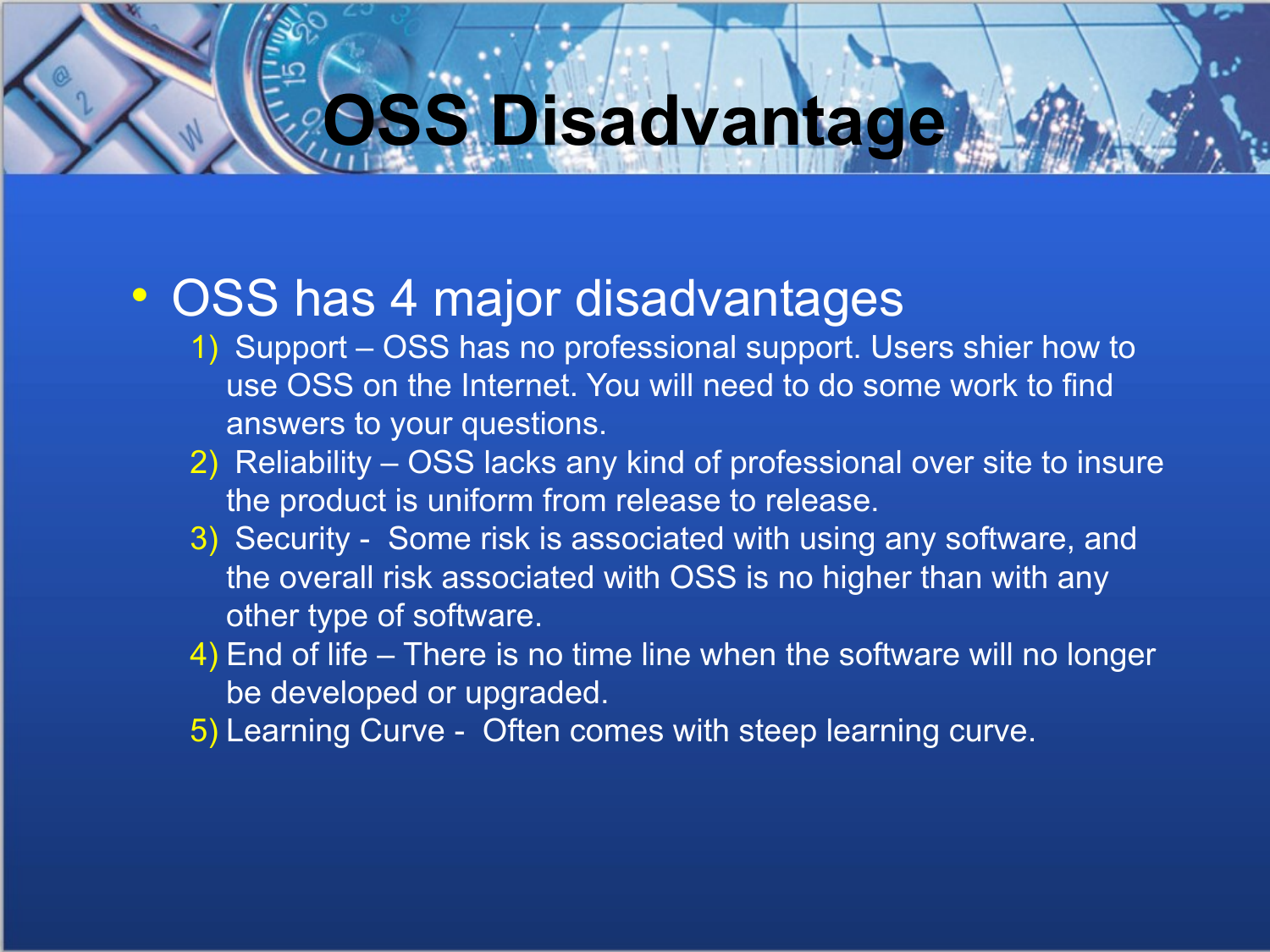# OSS Disadvantage

- OSS has 4 major disadvantages
  1) Support – OSS has no professional support. Users shier how to use OSS on the Internet. You will need to do some work to find answers to your questions.
  2) Reliability – OSS lacks any kind of professional over site to insure the product is uniform from release to release.
  3) Security - Some risk is associated with using any software, and the overall risk associated with OSS is no higher than with any other type of software.
  4) End of life – There is no time line when the software will no longer be developed or upgraded.
  5) Learning Curve - Often comes with steep learning curve.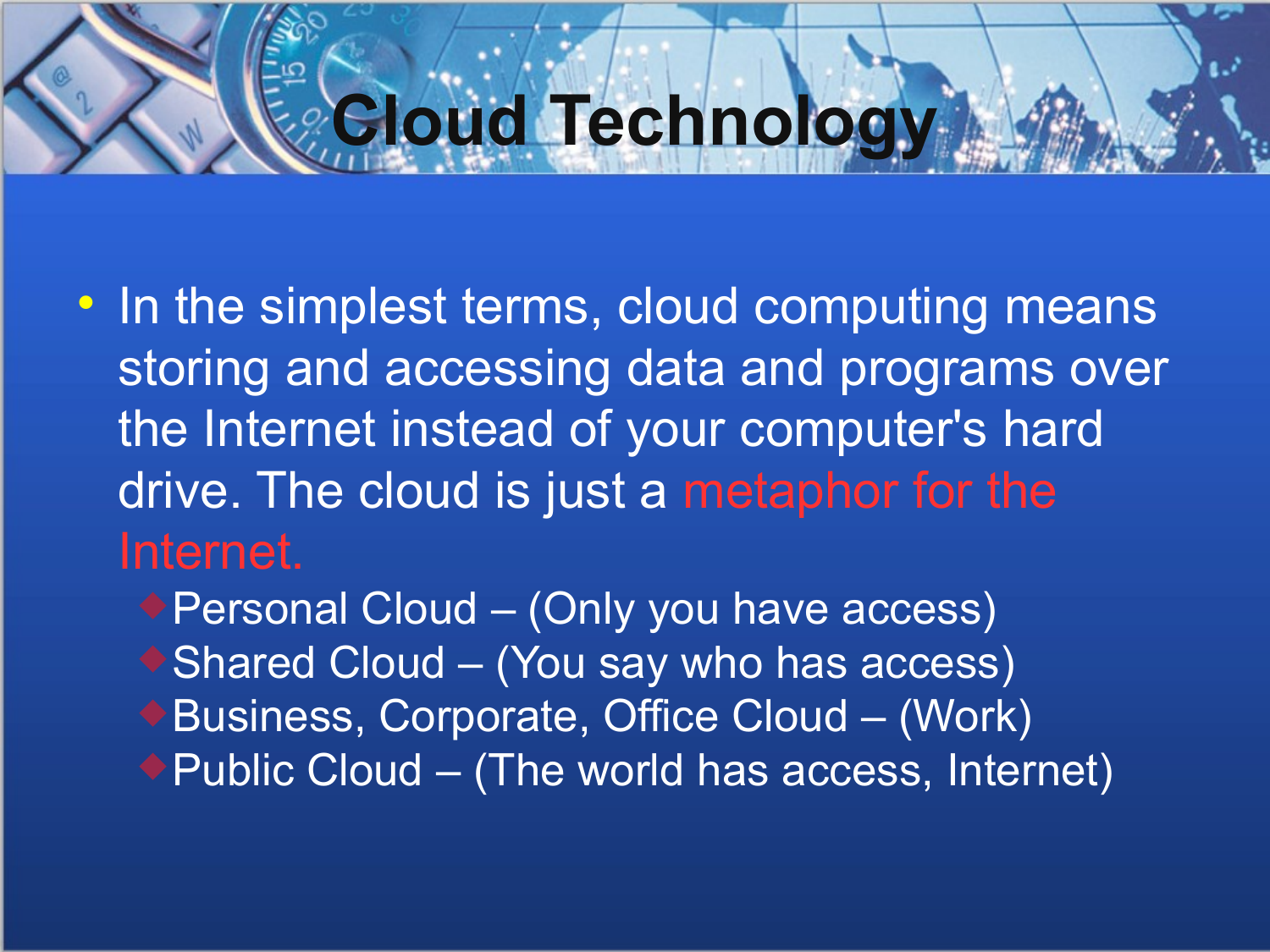# Cloud Technology

- In the simplest terms, cloud computing means storing and accessing data and programs over the Internet instead of your computer's hard drive. The cloud is just a metaphor for the Internet.
  - Personal Cloud – (Only you have access)
  - Shared Cloud – (You say who has access)
  - Business, Corporate, Office Cloud – (Work)
  - Public Cloud – (The world has access, Internet)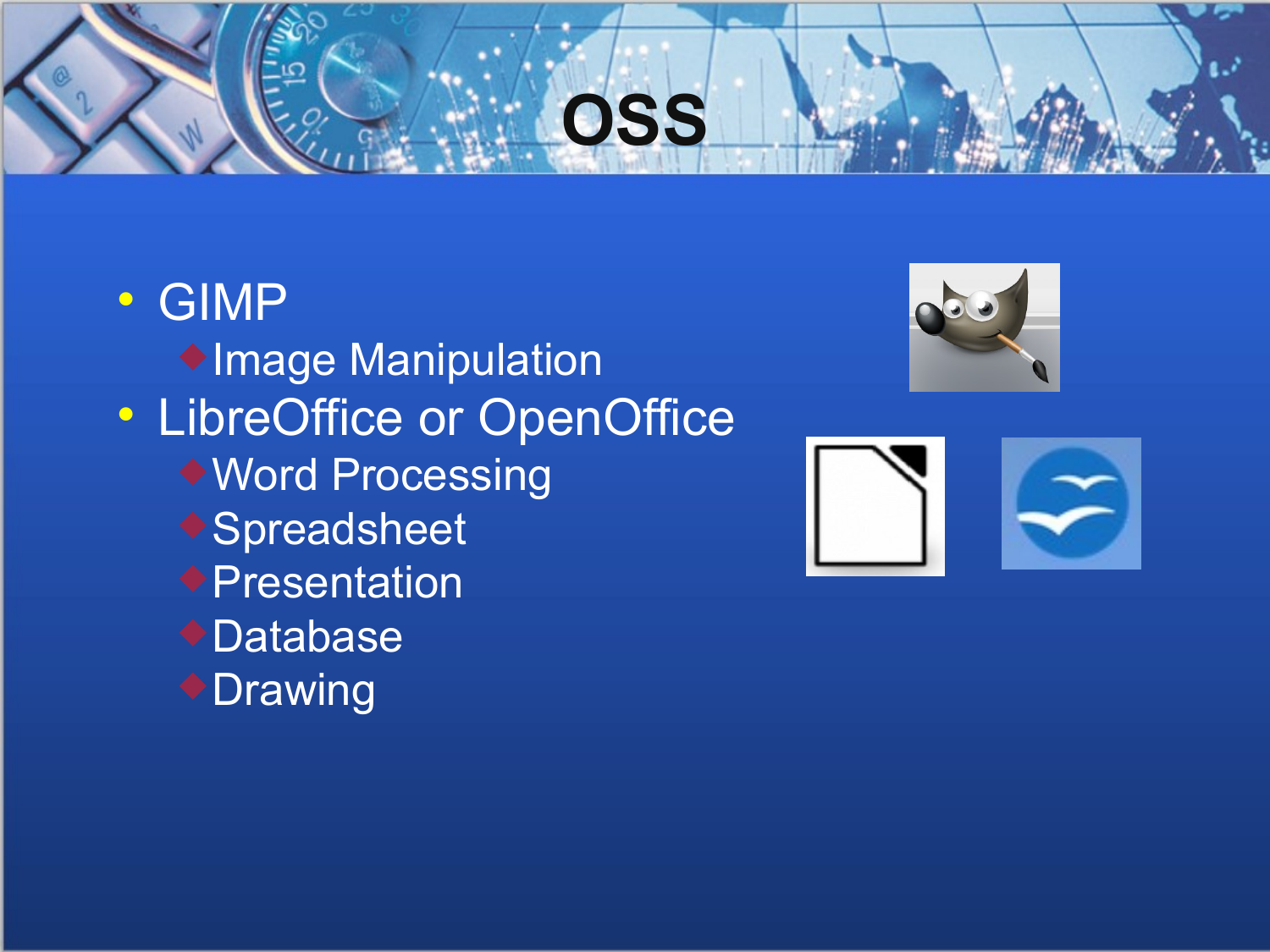# OSS

- GIMP
  - Image Manipulation
- LibreOffice or OpenOffice
  - Word Processing
  - Spreadsheet
  - Presentation
  - Database
  - Drawing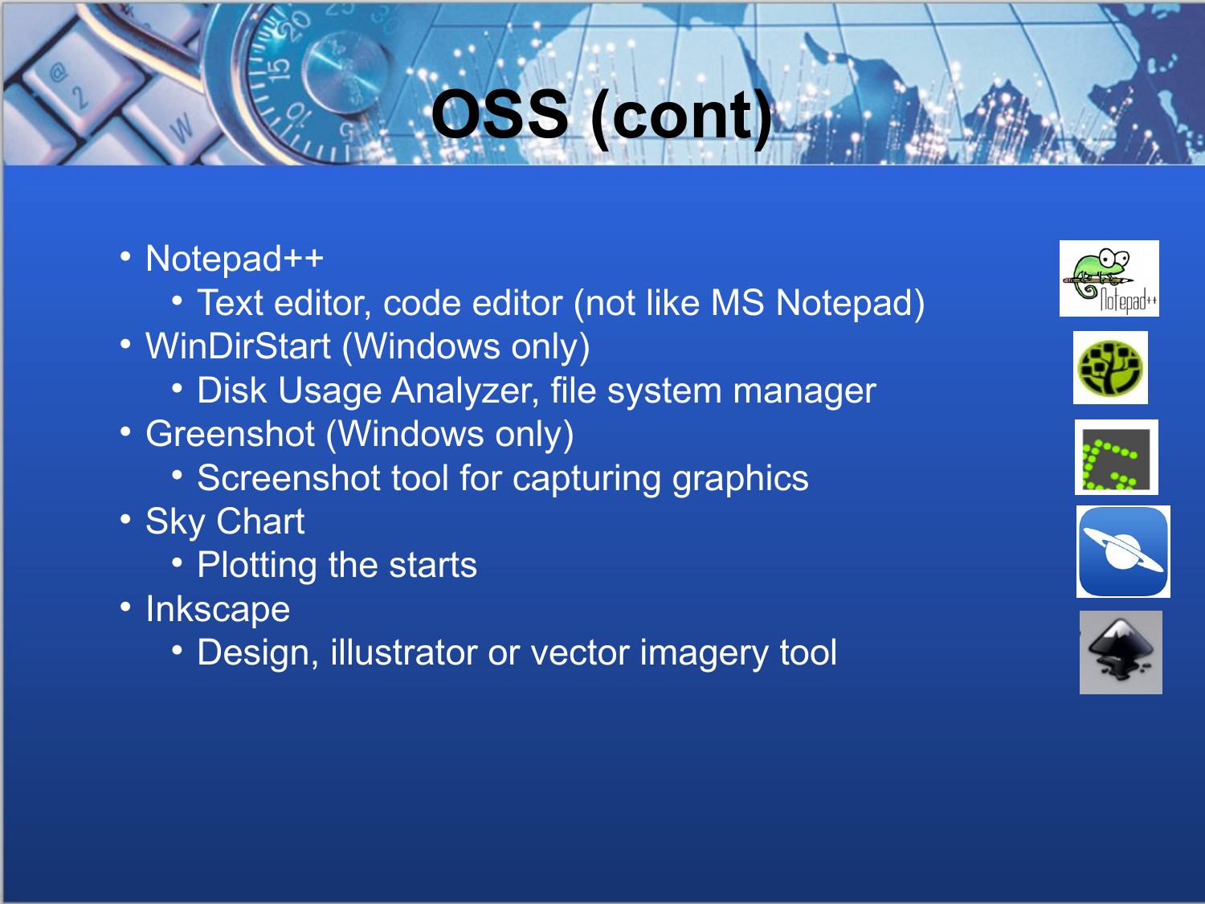# OSS (cont)

- Notepad++
  - Text editor, code editor (not like MS Notepad)
- WinDirStart (Windows only)
  - Disk Usage Analyzer, file system manager
- Greenshot (Windows only)
  - Screenshot tool for capturing graphics
- Sky Chart
  - Plotting the starts
- Inkscape
  - Design, illustrator or vector imagery tool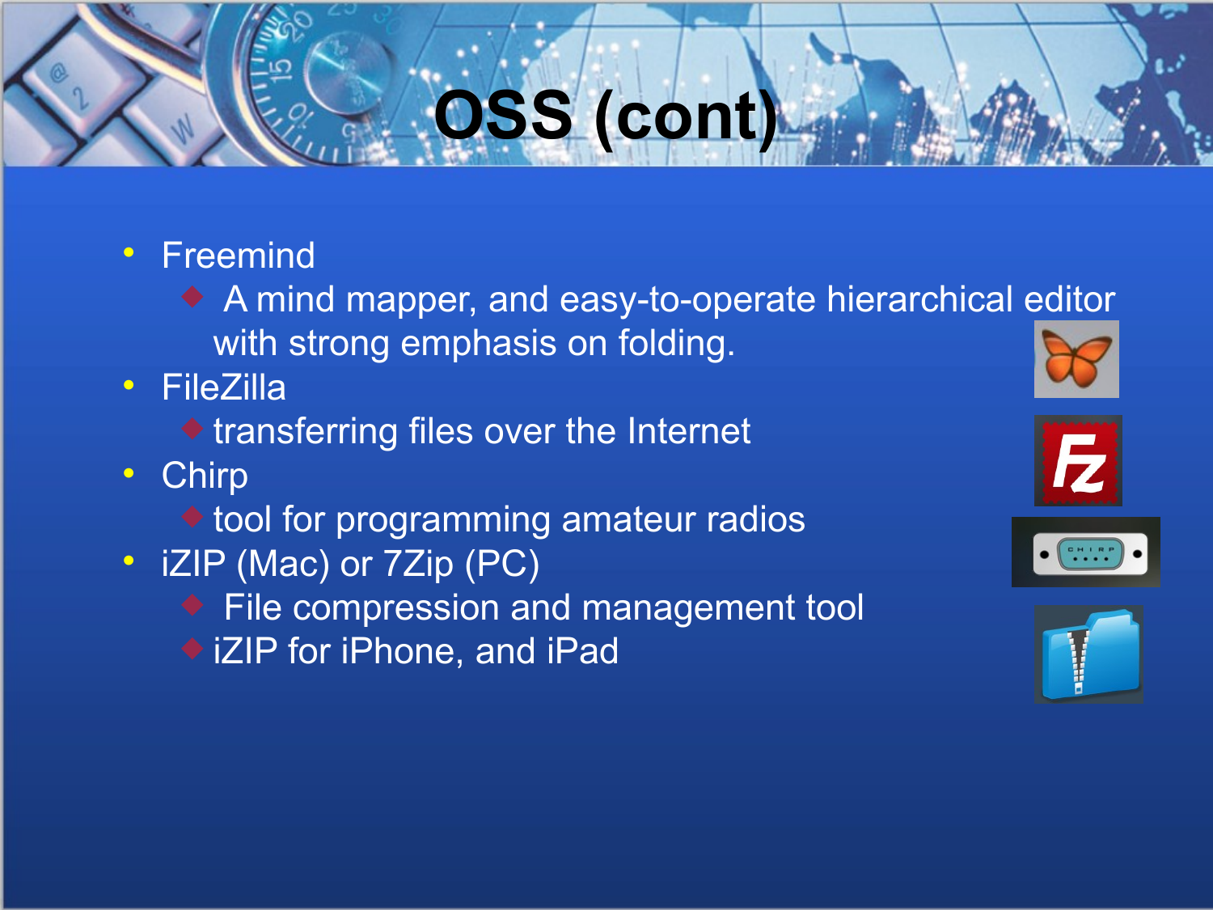# OSS (cont)

- Freemind
  - A mind mapper, and easy-to-operate hierarchical editor with strong emphasis on folding.
- FileZilla
  - transferring files over the Internet
- Chirp
  - tool for programming amateur radios
- iZIP (Mac) or 7Zip (PC)
  - File compression and management tool
  - iZIP for iPhone, and iPad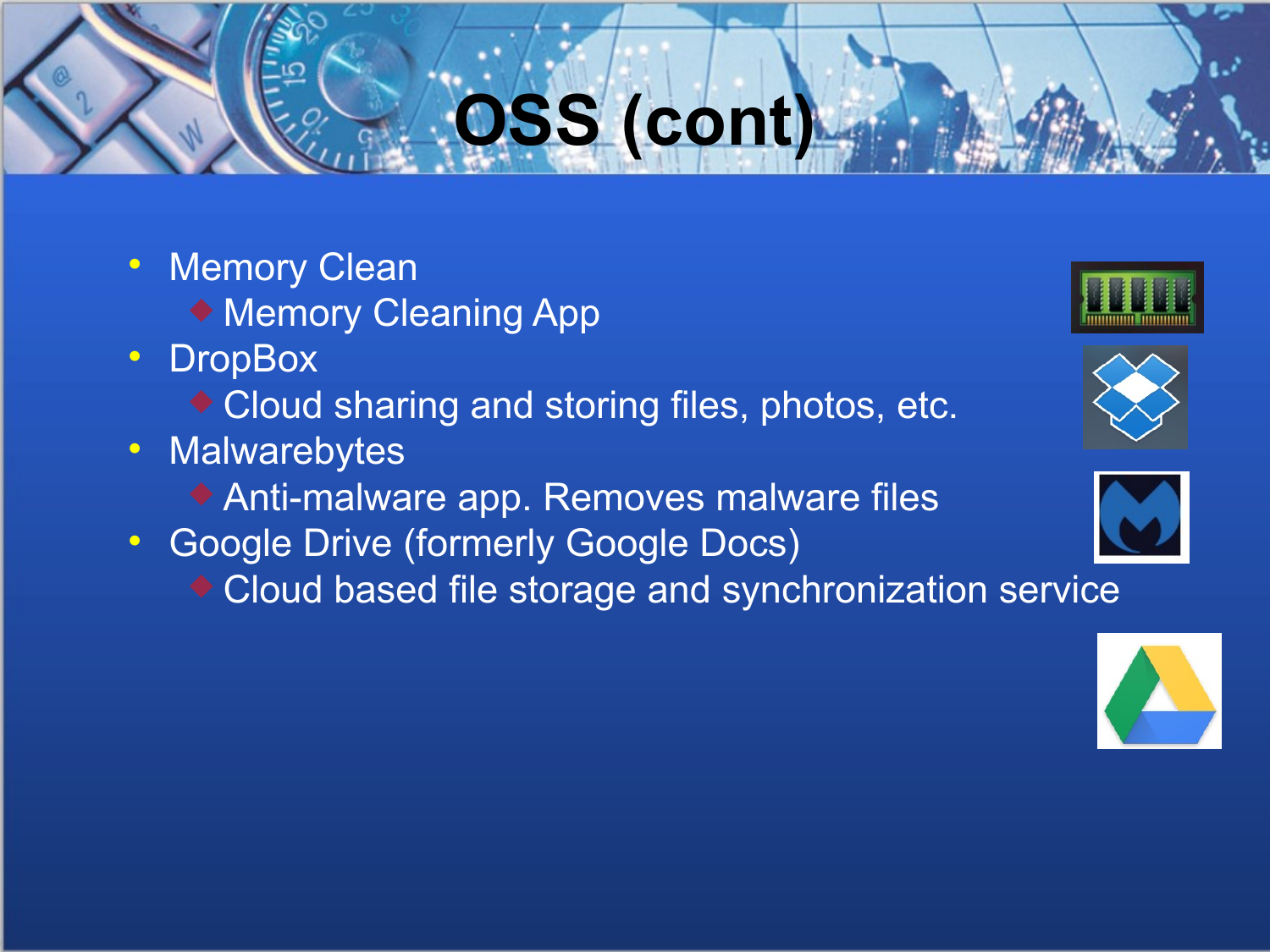# OSS (cont)

- Memory Clean
  - Memory Cleaning App
- DropBox
  - Cloud sharing and storing files, photos, etc.
- Malwarebytes
  - Anti-malware app. Removes malware files
- Google Drive (formerly Google Docs)
  - Cloud based file storage and synchronization service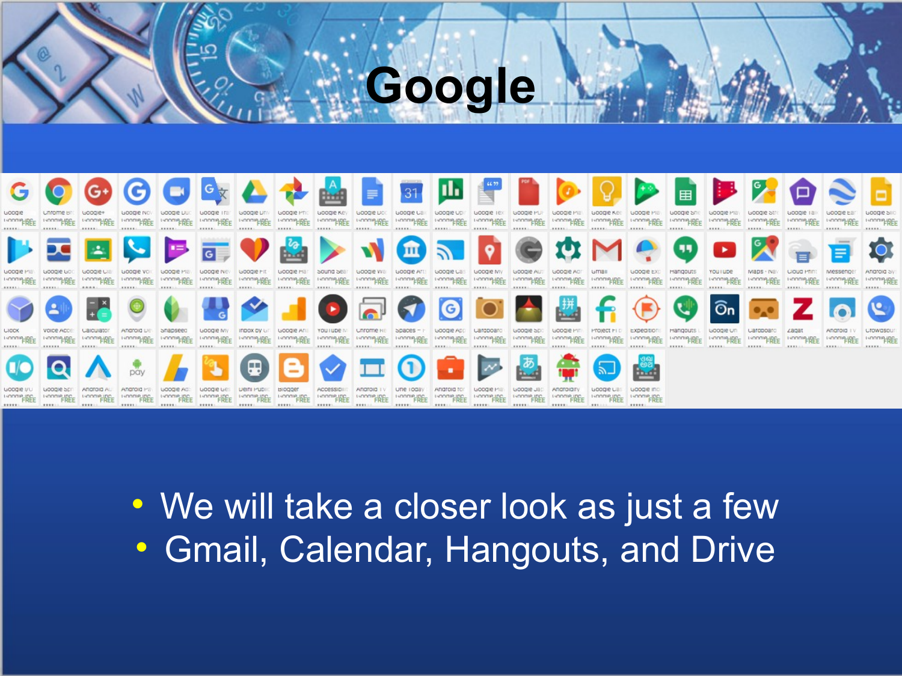# Google

- We will take a closer look as just a few
- Gmail, Calendar, Hangouts, and Drive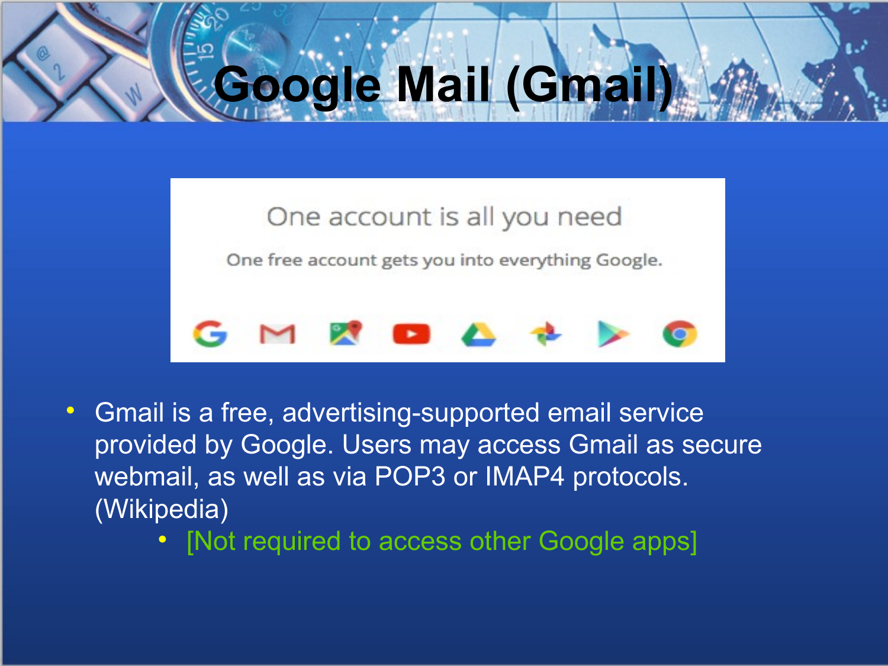# Google Mail (Gmail)

One account is all you need

One free account gets you into everything Google.

- Gmail is a free, advertising-supported email service provided by Google. Users may access Gmail as secure webmail, as well as via POP3 or IMAP4 protocols. (Wikipedia)
    - [Not required to access other Google apps]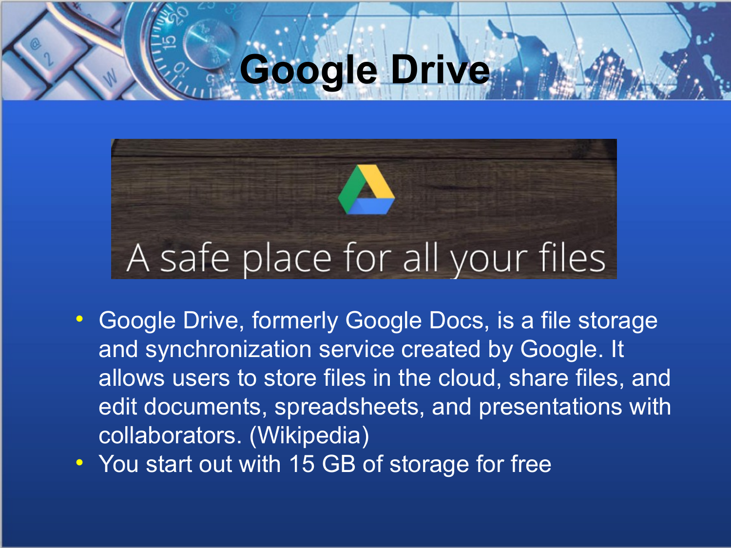# Google Drive

A safe place for all your files

- Google Drive, formerly Google Docs, is a file storage and synchronization service created by Google. It allows users to store files in the cloud, share files, and edit documents, spreadsheets, and presentations with collaborators. (Wikipedia)
- You start out with 15 GB of storage for free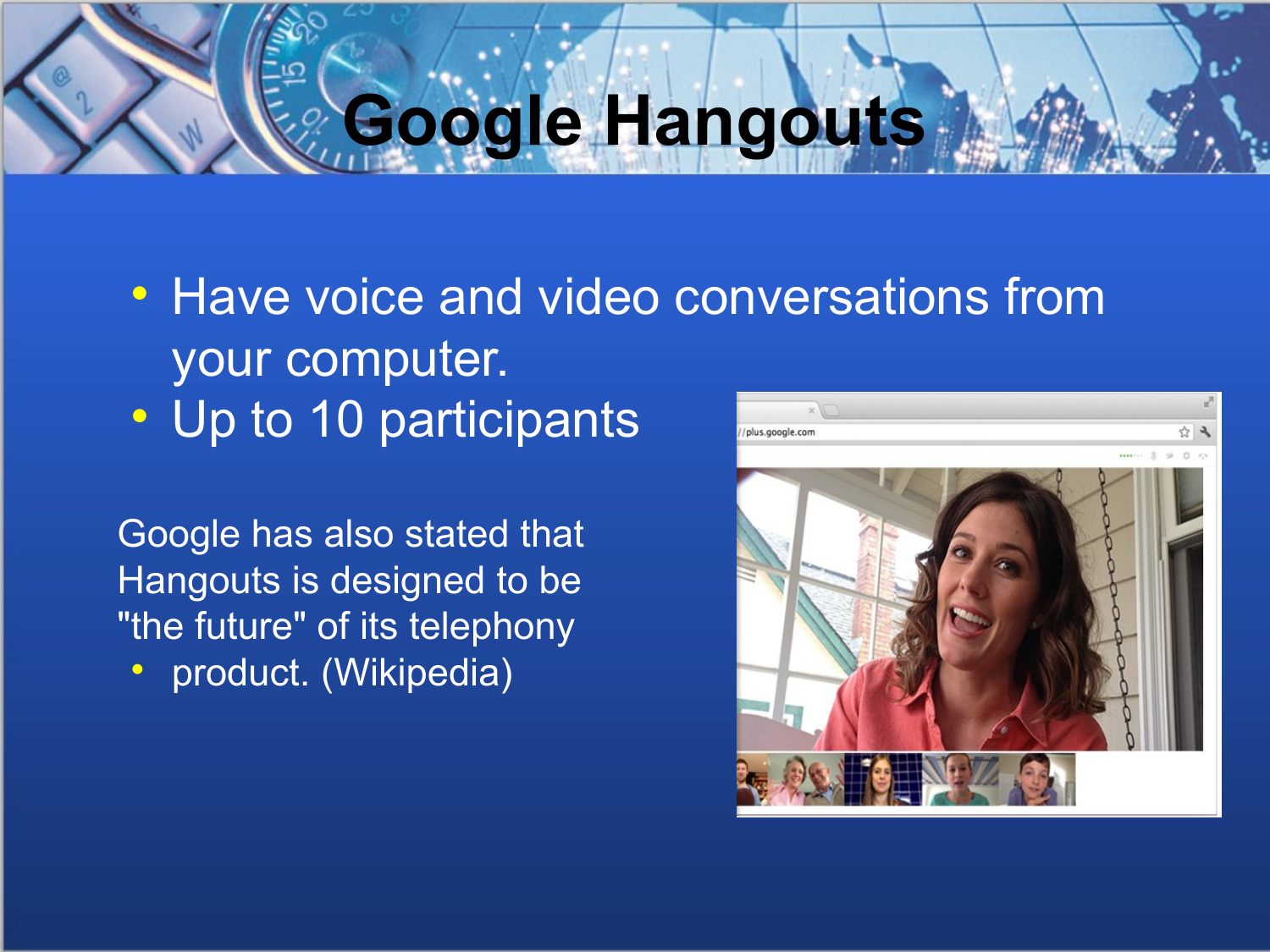# Google Hangouts

- Have voice and video conversations from your computer.
- Up to 10 participants

Google has also stated that Hangouts is designed to be "the future" of its telephony

- product. (Wikipedia)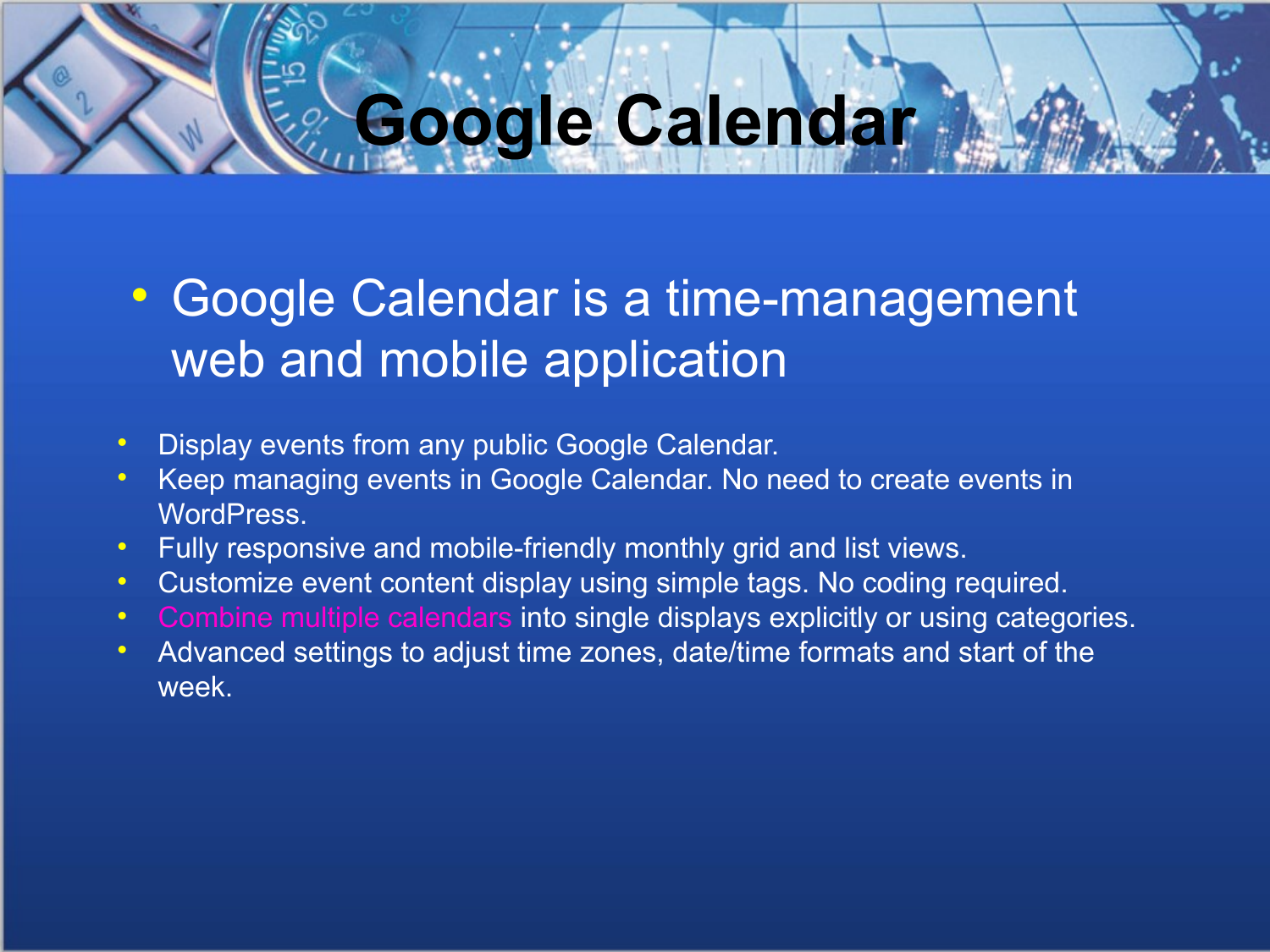# Google Calendar

- Google Calendar is a time-management web and mobile application

- Display events from any public Google Calendar.
- Keep managing events in Google Calendar. No need to create events in WordPress.
- Fully responsive and mobile-friendly monthly grid and list views.
- Customize event content display using simple tags. No coding required.
- Combine multiple calendars into single displays explicitly or using categories.
- Advanced settings to adjust time zones, date/time formats and start of the week.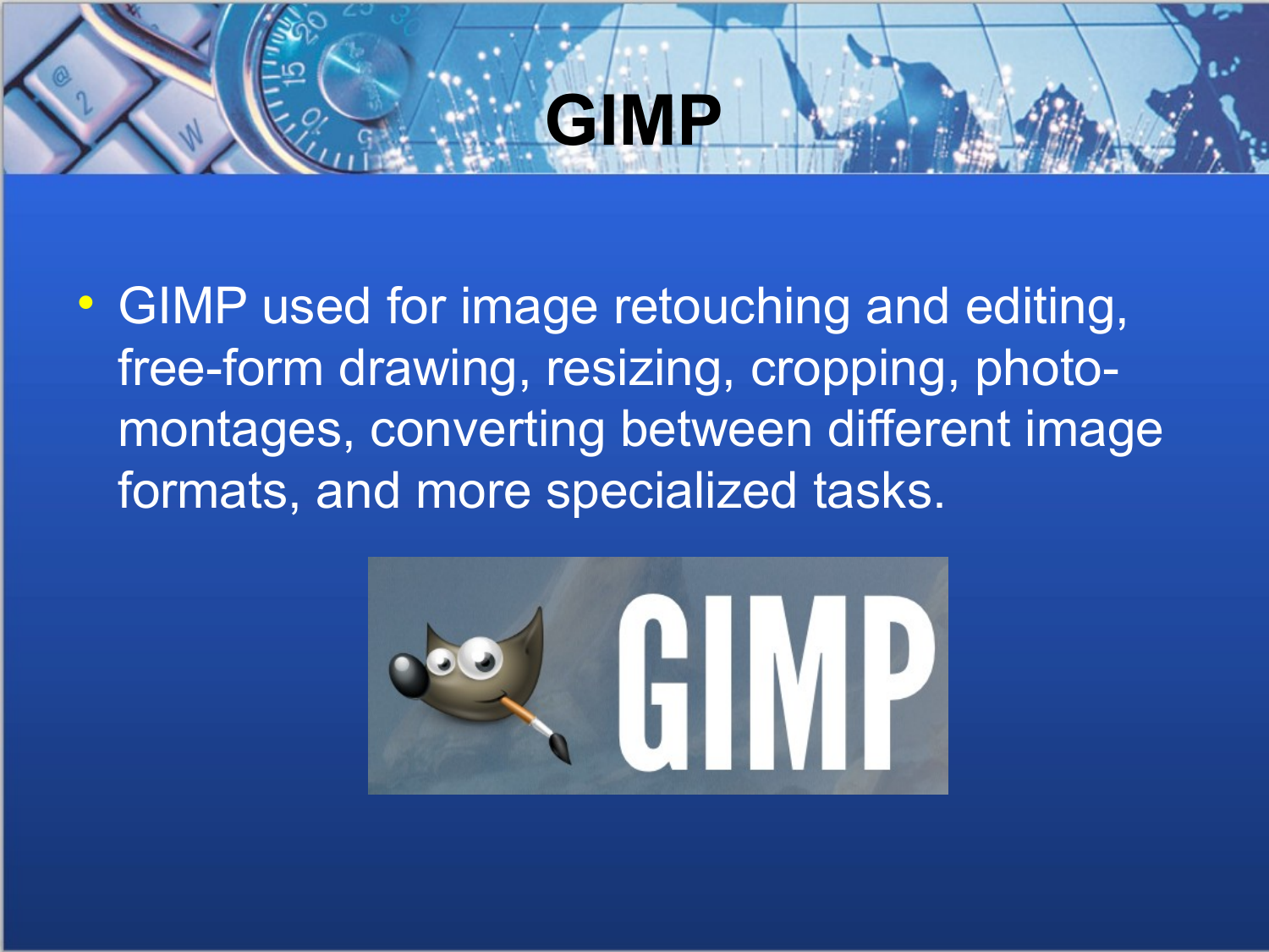# GIMP

- GIMP used for image retouching and editing, free-form drawing, resizing, cropping, photo-montages, converting between different image formats, and more specialized tasks.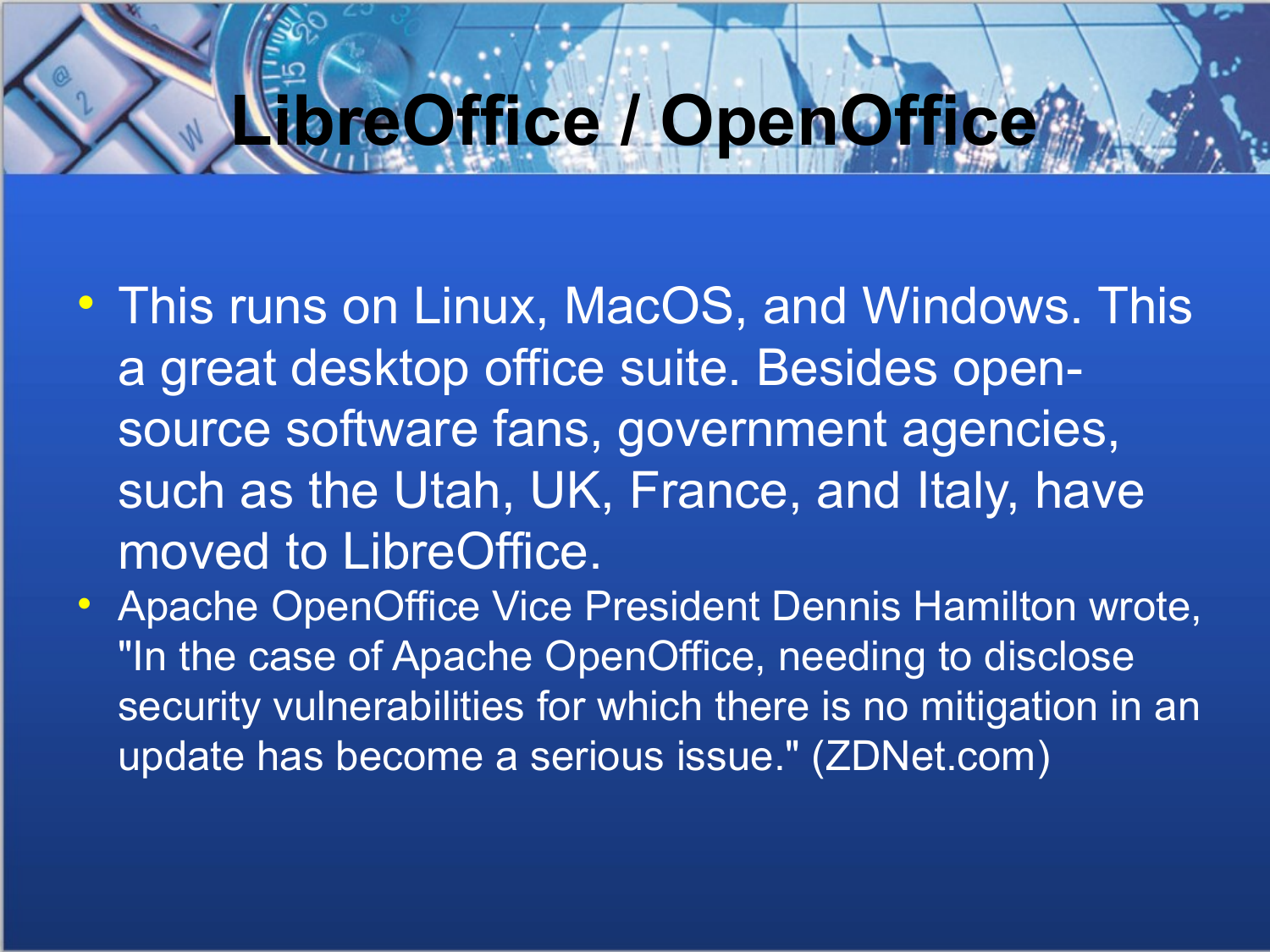# LibreOffice / OpenOffice

- This runs on Linux, MacOS, and Windows. This a great desktop office suite. Besides open-source software fans, government agencies, such as the Utah, UK, France, and Italy, have moved to LibreOffice.
- Apache OpenOffice Vice President Dennis Hamilton wrote, "In the case of Apache OpenOffice, needing to disclose security vulnerabilities for which there is no mitigation in an update has become a serious issue." (ZDNet.com)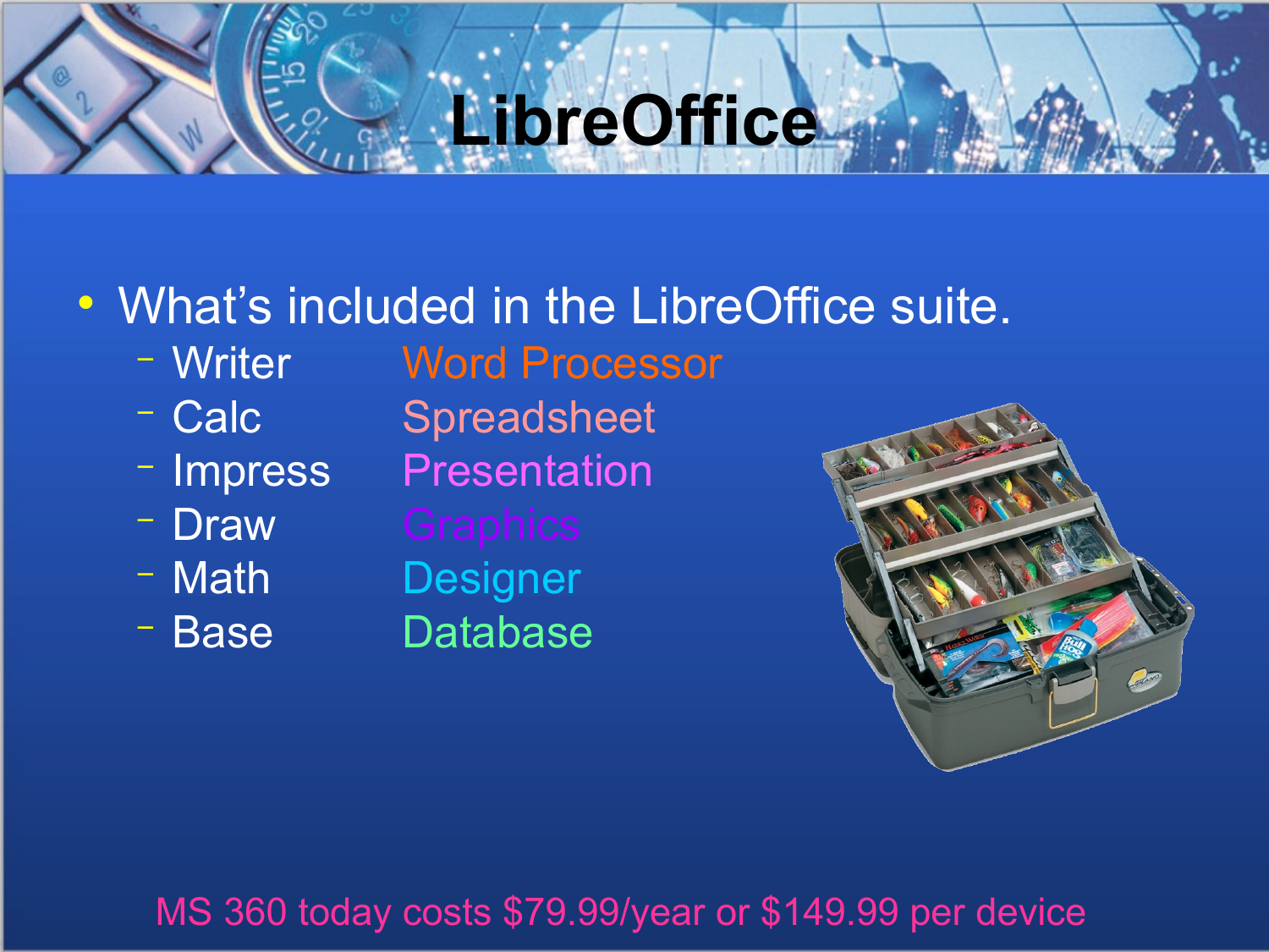# LibreOffice

- What's included in the LibreOffice suite.
  - Writer — Word Processor
  - Calc — Spreadsheet
  - Impress — Presentation
  - Draw — Graphics
  - Math — Designer
  - Base — Database

MS 360 today costs $79.99/year or $149.99 per device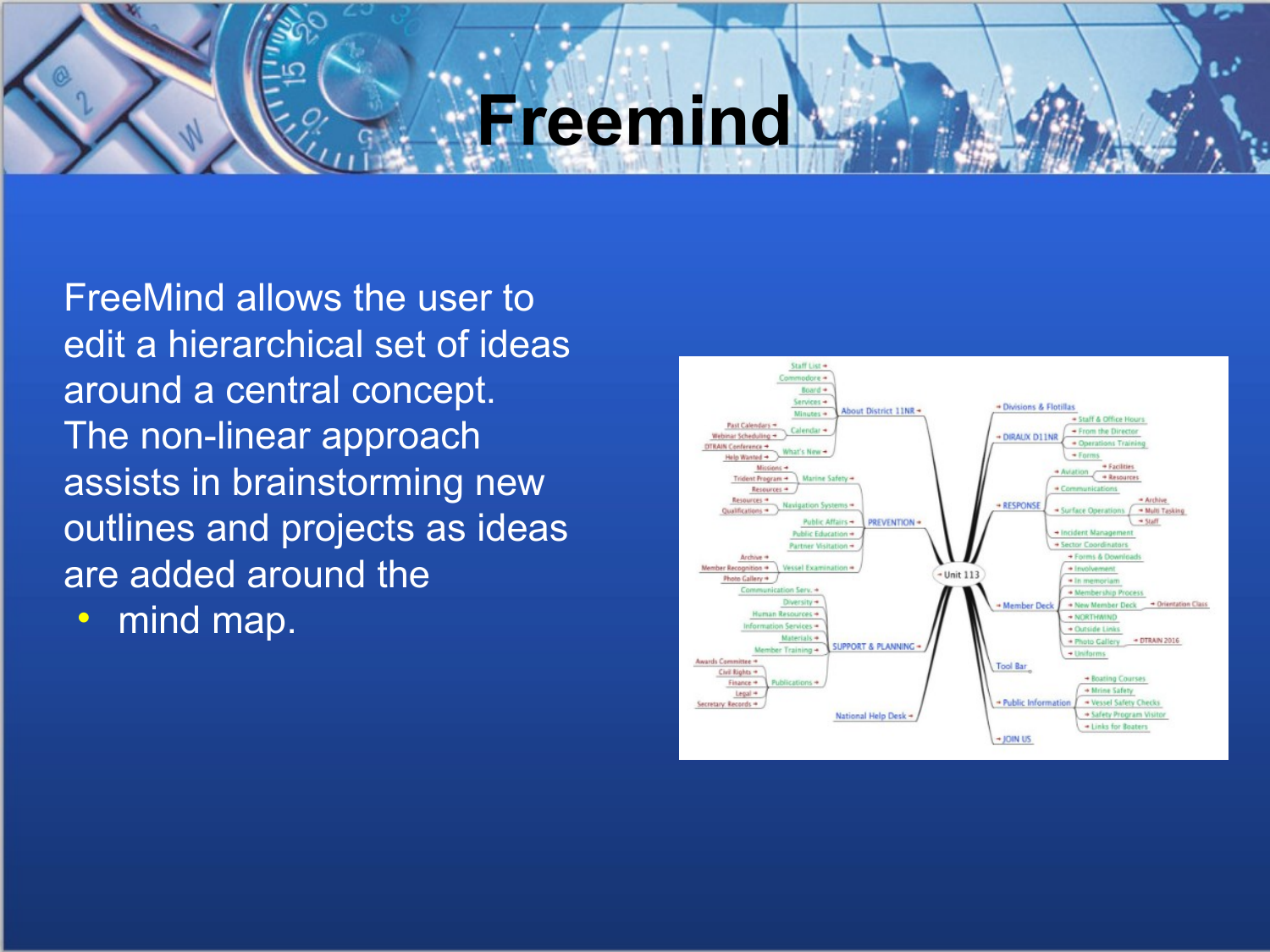# Freemind

FreeMind allows the user to edit a hierarchical set of ideas around a central concept. The non-linear approach assists in brainstorming new outlines and projects as ideas are added around the

- mind map.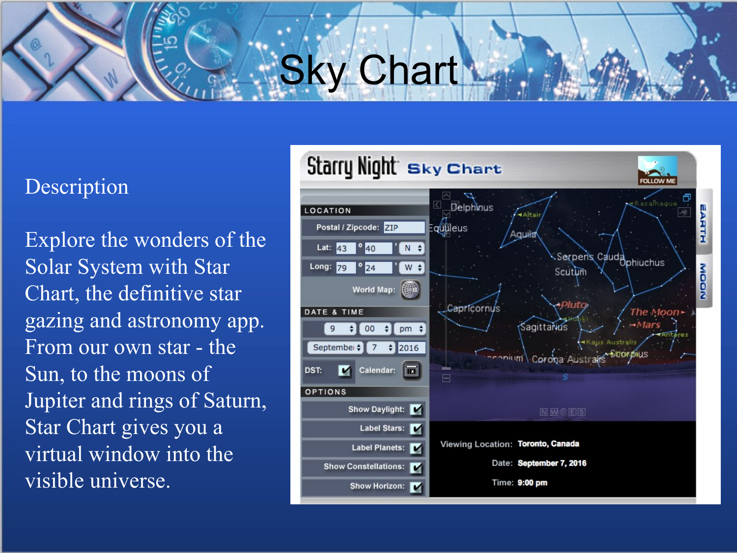# Sky Chart

Description

Explore the wonders of the Solar System with Star Chart, the definitive star gazing and astronomy app. From our own star - the Sun, to the moons of Jupiter and rings of Saturn, Star Chart gives you a virtual window into the visible universe.